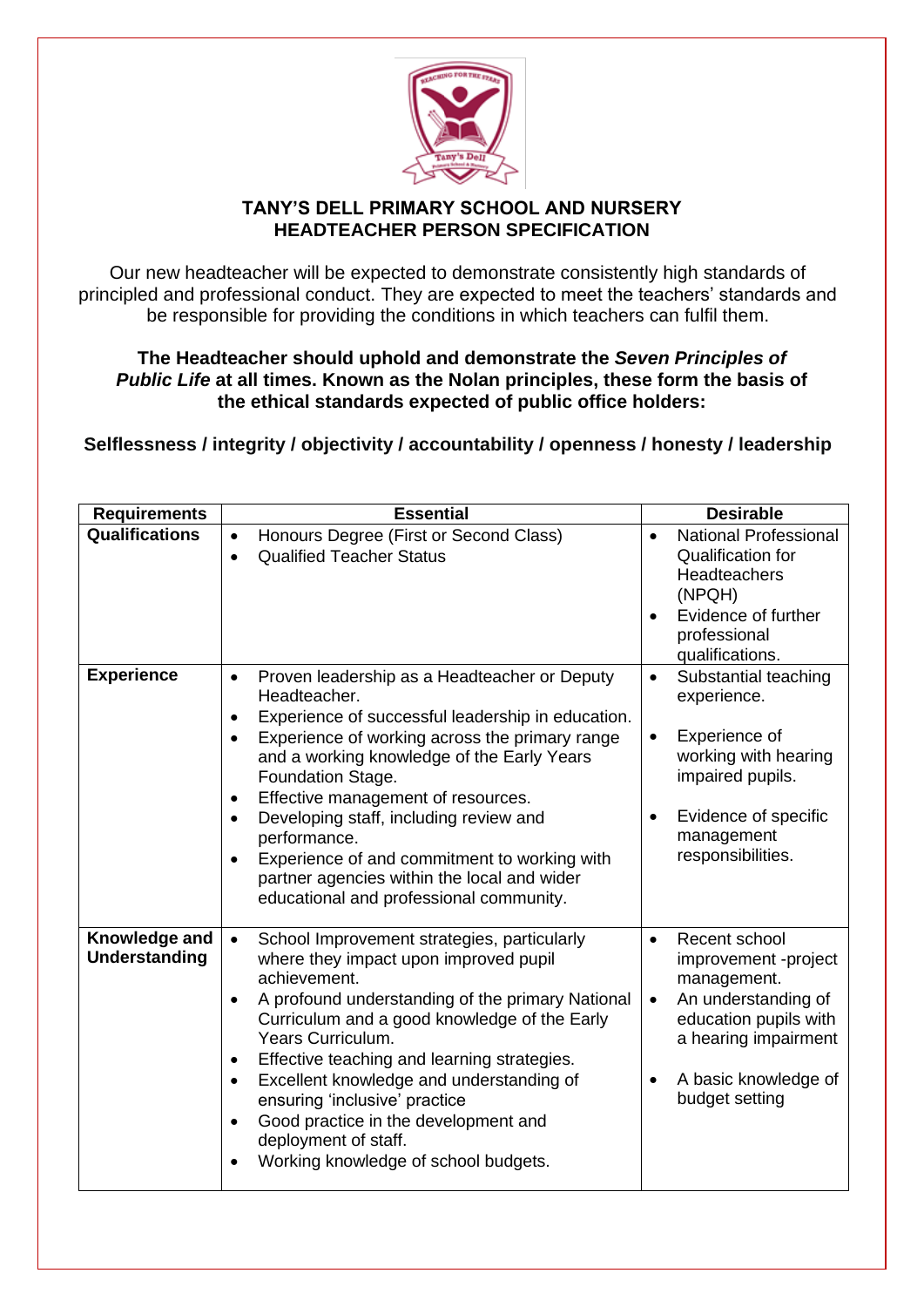# TANY'S DELL PRIMARY SCHOOL AND NURSERY
## HEADTEACHER PERSON SPECIFICATION

Our new headteacher will be expected to demonstrate consistently high standards of principled and professional conduct. They are expected to meet the teachers' standards and be responsible for providing the conditions in which teachers can fulfil them.

**The Headteacher should uphold and demonstrate the *Seven Principles of Public Life* at all times. Known as the Nolan principles, these form the basis of the ethical standards expected of public office holders:**

**Selflessness / integrity / objectivity / accountability / openness / honesty / leadership**

| Requirements | Essential | Desirable |
|---|---|---|
| **Qualifications** | • Honours Degree (First or Second Class)<br>• Qualified Teacher Status | • National Professional Qualification for Headteachers (NPQH)<br>• Evidence of further professional qualifications. |
| **Experience** | • Proven leadership as a Headteacher or Deputy Headteacher.<br>• Experience of successful leadership in education.<br>• Experience of working across the primary range and a working knowledge of the Early Years Foundation Stage.<br>• Effective management of resources.<br>• Developing staff, including review and performance.<br>• Experience of and commitment to working with partner agencies within the local and wider educational and professional community. | • Substantial teaching experience.<br>• Experience of working with hearing impaired pupils.<br>• Evidence of specific management responsibilities. |
| **Knowledge and Understanding** | • School Improvement strategies, particularly where they impact upon improved pupil achievement.<br>• A profound understanding of the primary National Curriculum and a good knowledge of the Early Years Curriculum.<br>• Effective teaching and learning strategies.<br>• Excellent knowledge and understanding of ensuring 'inclusive' practice<br>• Good practice in the development and deployment of staff.<br>• Working knowledge of school budgets. | • Recent school improvement -project management.<br>• An understanding of education pupils with a hearing impairment<br>• A basic knowledge of budget setting |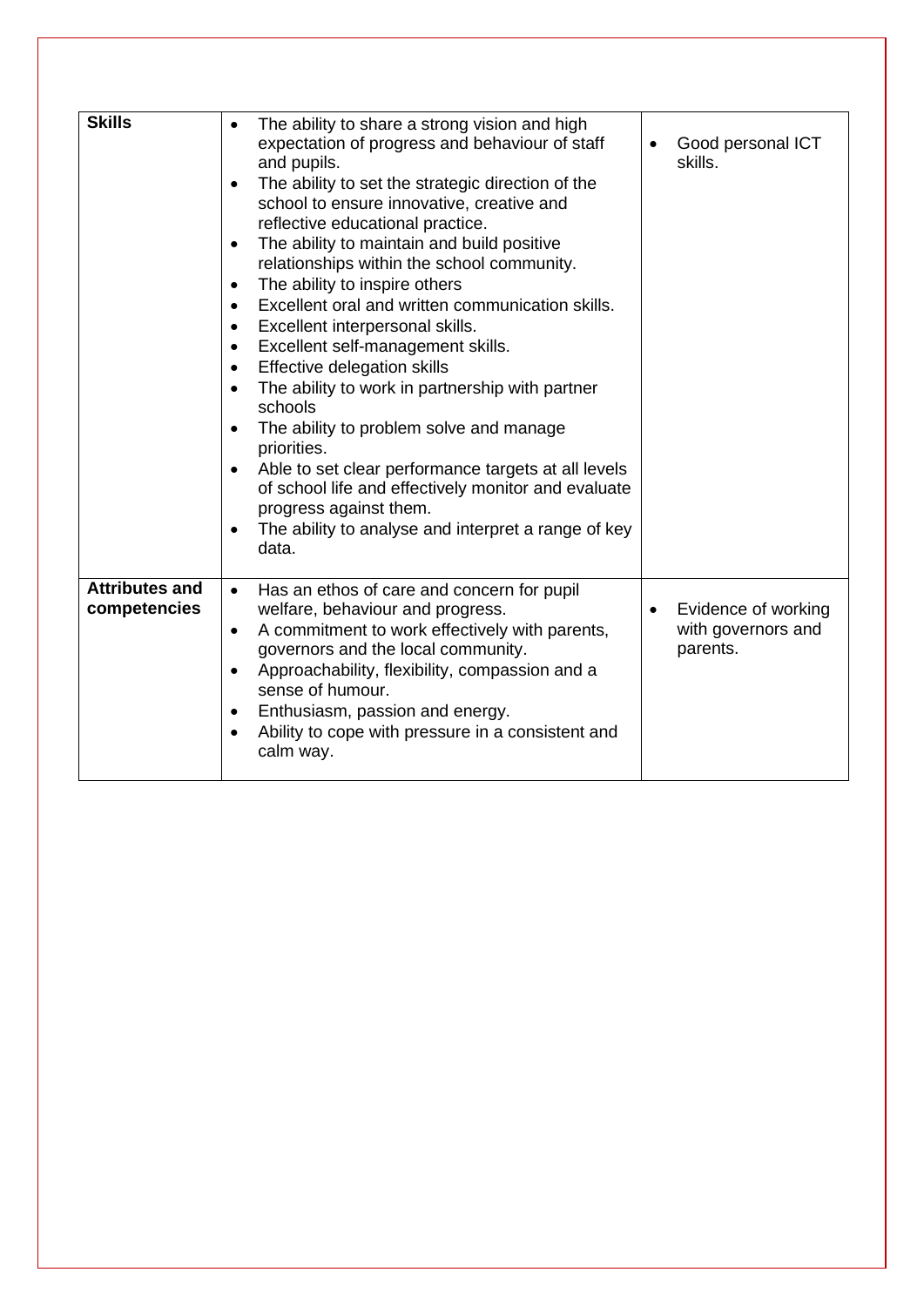| | | |
|---|---|---|
| **Skills** | • The ability to share a strong vision and high expectation of progress and behaviour of staff and pupils.<br>• The ability to set the strategic direction of the school to ensure innovative, creative and reflective educational practice.<br>• The ability to maintain and build positive relationships within the school community.<br>• The ability to inspire others<br>• Excellent oral and written communication skills.<br>• Excellent interpersonal skills.<br>• Excellent self-management skills.<br>• Effective delegation skills<br>• The ability to work in partnership with partner schools<br>• The ability to problem solve and manage priorities.<br>• Able to set clear performance targets at all levels of school life and effectively monitor and evaluate progress against them.<br>• The ability to analyse and interpret a range of key data. | • Good personal ICT skills. |
| **Attributes and competencies** | • Has an ethos of care and concern for pupil welfare, behaviour and progress.<br>• A commitment to work effectively with parents, governors and the local community.<br>• Approachability, flexibility, compassion and a sense of humour.<br>• Enthusiasm, passion and energy.<br>• Ability to cope with pressure in a consistent and calm way. | • Evidence of working with governors and parents. |